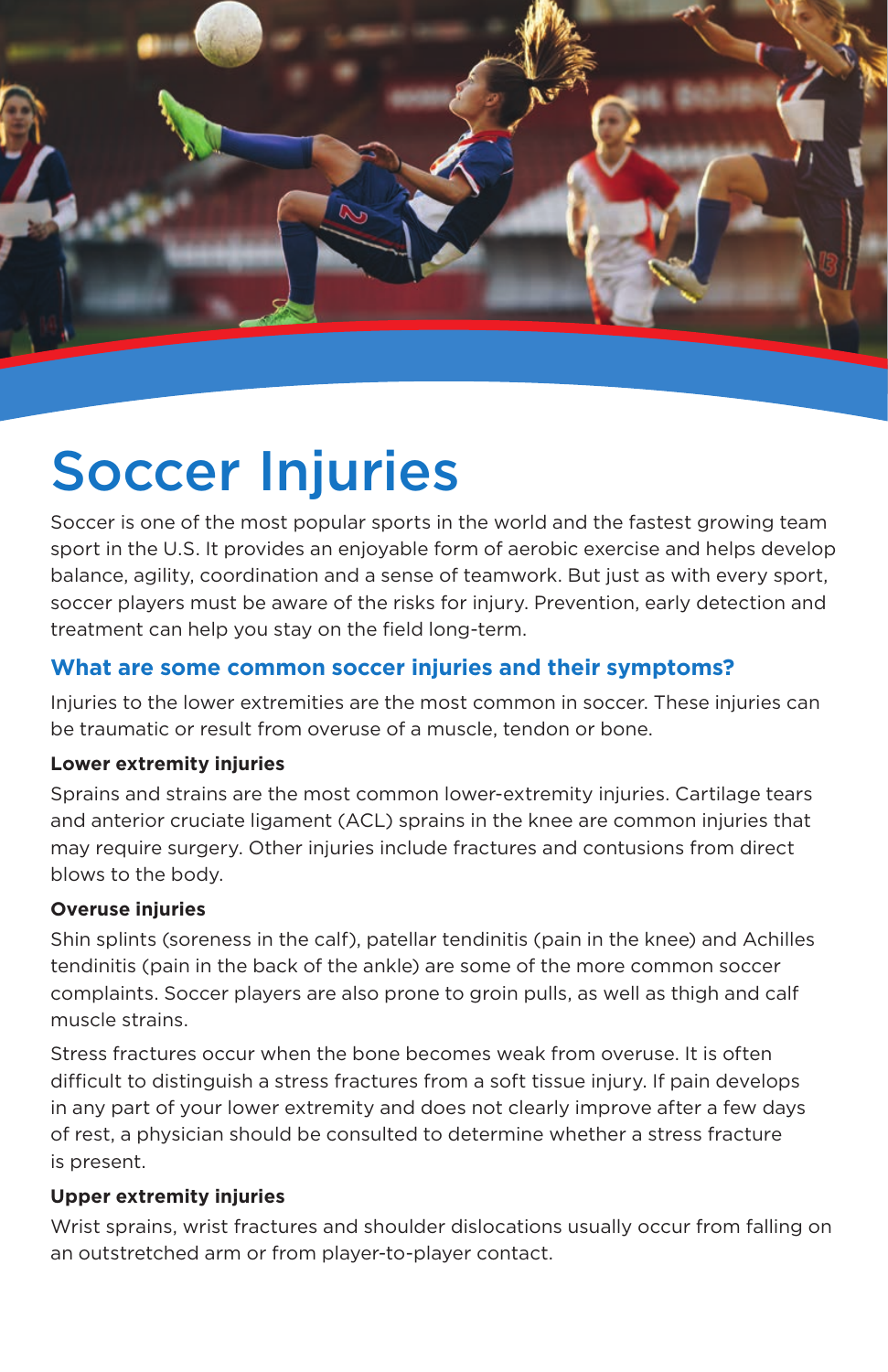# Soccer Injuries

Soccer is one of the most popular sports in the world and the fastest growing team sport in the U.S. It provides an enjoyable form of aerobic exercise and helps develop balance, agility, coordination and a sense of teamwork. But just as with every sport, soccer players must be aware of the risks for injury. Prevention, early detection and treatment can help you stay on the field long-term.

## What are some common soccer injuries and their symptoms?

Injuries to the lower extremities are the most common in soccer. These injuries can be traumatic or result from overuse of a muscle, tendon or bone.

**Lower extremity injuries**

Sprains and strains are the most common lower-extremity injuries. Cartilage tears and anterior cruciate ligament (ACL) sprains in the knee are common injuries that may require surgery. Other injuries include fractures and contusions from direct blows to the body.

**Overuse injuries**

Shin splints (soreness in the calf), patellar tendinitis (pain in the knee) and Achilles tendinitis (pain in the back of the ankle) are some of the more common soccer complaints. Soccer players are also prone to groin pulls, as well as thigh and calf muscle strains.

Stress fractures occur when the bone becomes weak from overuse. It is often difficult to distinguish a stress fractures from a soft tissue injury. If pain develops in any part of your lower extremity and does not clearly improve after a few days of rest, a physician should be consulted to determine whether a stress fracture is present.

**Upper extremity injuries**

Wrist sprains, wrist fractures and shoulder dislocations usually occur from falling on an outstretched arm or from player-to-player contact.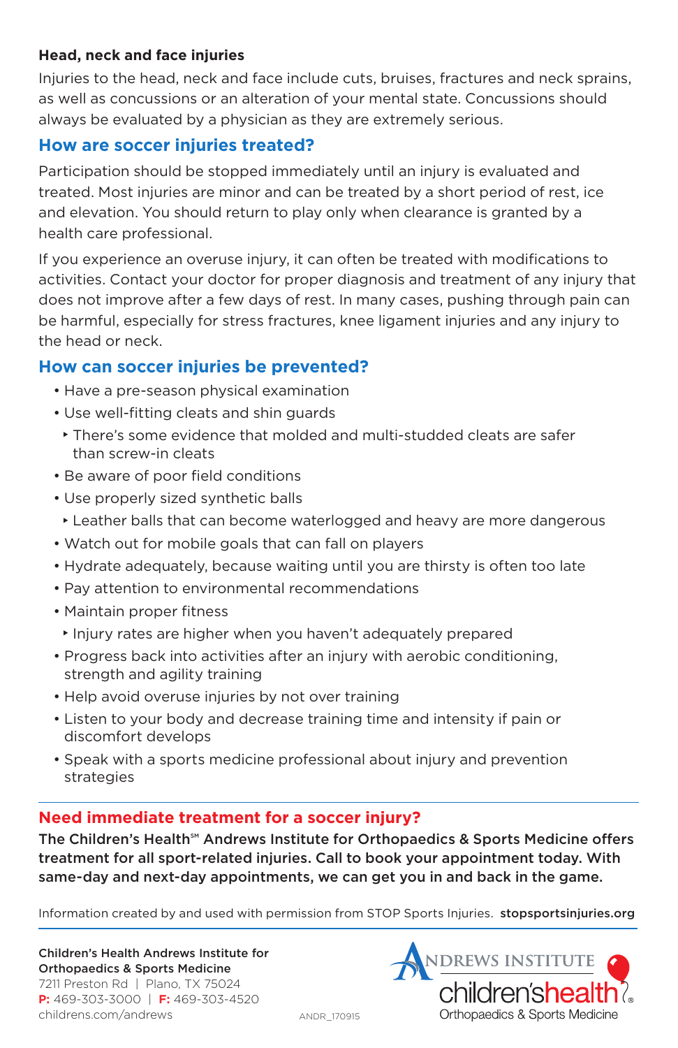**Head, neck and face injuries**

Injuries to the head, neck and face include cuts, bruises, fractures and neck sprains, as well as concussions or an alteration of your mental state. Concussions should always be evaluated by a physician as they are extremely serious.

## How are soccer injuries treated?

Participation should be stopped immediately until an injury is evaluated and treated. Most injuries are minor and can be treated by a short period of rest, ice and elevation. You should return to play only when clearance is granted by a health care professional.

If you experience an overuse injury, it can often be treated with modifications to activities. Contact your doctor for proper diagnosis and treatment of any injury that does not improve after a few days of rest. In many cases, pushing through pain can be harmful, especially for stress fractures, knee ligament injuries and any injury to the head or neck.

## How can soccer injuries be prevented?

- Have a pre-season physical examination
- Use well-fitting cleats and shin guards
  - There's some evidence that molded and multi-studded cleats are safer than screw-in cleats
- Be aware of poor field conditions
- Use properly sized synthetic balls
  - Leather balls that can become waterlogged and heavy are more dangerous
- Watch out for mobile goals that can fall on players
- Hydrate adequately, because waiting until you are thirsty is often too late
- Pay attention to environmental recommendations
- Maintain proper fitness
  - Injury rates are higher when you haven't adequately prepared
- Progress back into activities after an injury with aerobic conditioning, strength and agility training
- Help avoid overuse injuries by not over training
- Listen to your body and decrease training time and intensity if pain or discomfort develops
- Speak with a sports medicine professional about injury and prevention strategies

## Need immediate treatment for a soccer injury?

**The Children's Health℠ Andrews Institute for Orthopaedics & Sports Medicine offers treatment for all sport-related injuries. Call to book your appointment today. With same-day and next-day appointments, we can get you in and back in the game.**

Information created by and used with permission from STOP Sports Injuries. **stopsportsinjuries.org**

**Children's Health Andrews Institute for Orthopaedics & Sports Medicine**
7211 Preston Rd | Plano, TX 75024
**P:** 469-303-3000 | **F:** 469-303-4520
childrens.com/andrews

ANDR_170915

ANDREWS INSTITUTE
children'shealth
Orthopaedics & Sports Medicine